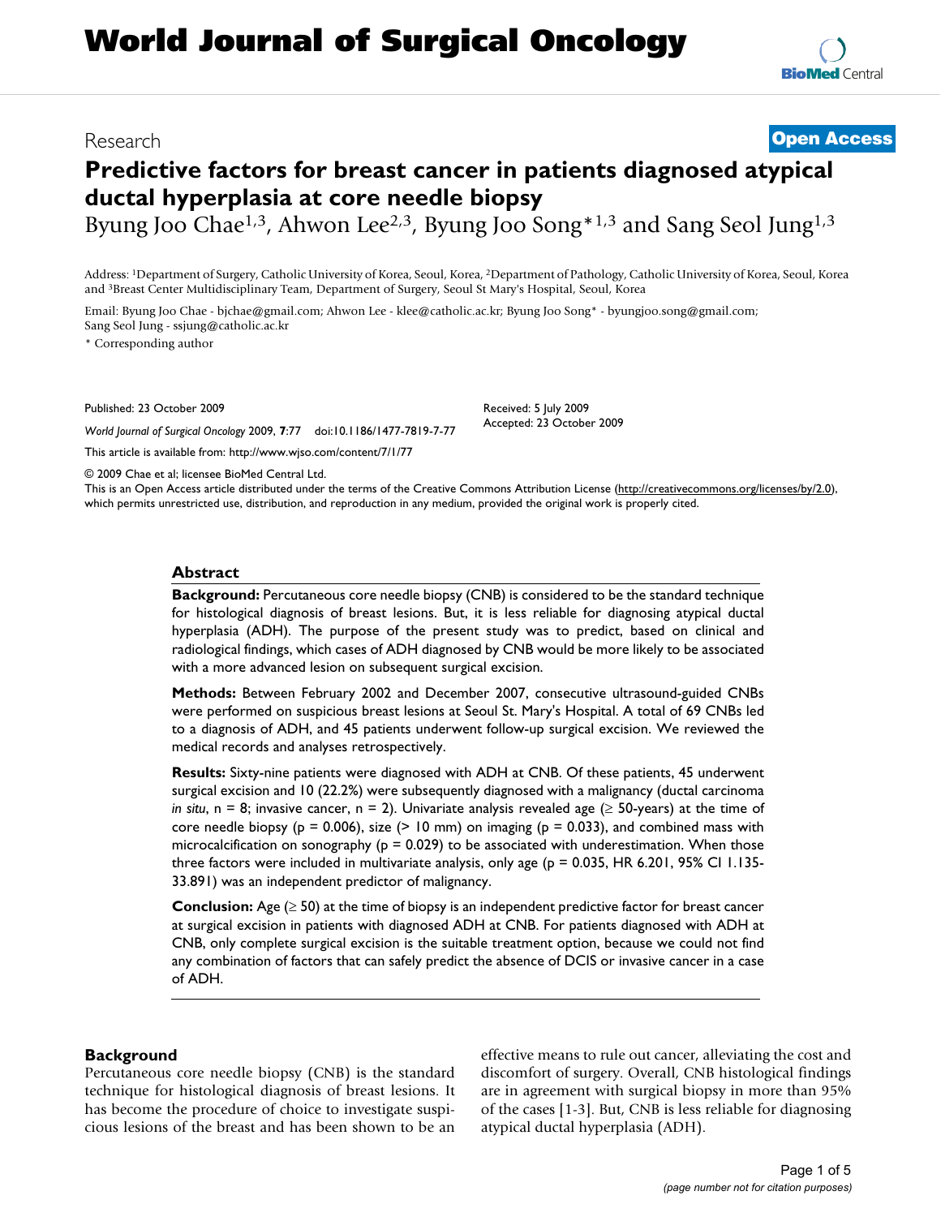# Predictive factors for breast cancer in patients diagnosed atypical ductal hyperplasia at core needle biopsy

Research | Open Access

Byung Joo Chae[1,3], Ahwon Lee[2,3], Byung Joo Song*[1,3] and Sang Seol Jung[1,3]

Address: [1]Department of Surgery, Catholic University of Korea, Seoul, Korea, [2]Department of Pathology, Catholic University of Korea, Seoul, Korea and [3]Breast Center Multidisciplinary Team, Department of Surgery, Seoul St Mary's Hospital, Seoul, Korea

Email: Byung Joo Chae - bjchae@gmail.com; Ahwon Lee - klee@catholic.ac.kr; Byung Joo Song* - byungjoo.song@gmail.com; Sang Seol Jung - ssjung@catholic.ac.kr

* Corresponding author

Published: 23 October 2009

*World Journal of Surgical Oncology* 2009, **7**:77 doi:10.1186/1477-7819-7-77

Received: 5 July 2009

Accepted: 23 October 2009

This article is available from: http://www.wjso.com/content/7/1/77

© 2009 Chae et al; licensee BioMed Central Ltd.

This is an Open Access article distributed under the terms of the Creative Commons Attribution License (http://creativecommons.org/licenses/by/2.0), which permits unrestricted use, distribution, and reproduction in any medium, provided the original work is properly cited.

## Abstract

**Background:** Percutaneous core needle biopsy (CNB) is considered to be the standard technique for histological diagnosis of breast lesions. But, it is less reliable for diagnosing atypical ductal hyperplasia (ADH). The purpose of the present study was to predict, based on clinical and radiological findings, which cases of ADH diagnosed by CNB would be more likely to be associated with a more advanced lesion on subsequent surgical excision.

**Methods:** Between February 2002 and December 2007, consecutive ultrasound-guided CNBs were performed on suspicious breast lesions at Seoul St. Mary's Hospital. A total of 69 CNBs led to a diagnosis of ADH, and 45 patients underwent follow-up surgical excision. We reviewed the medical records and analyses retrospectively.

**Results:** Sixty-nine patients were diagnosed with ADH at CNB. Of these patients, 45 underwent surgical excision and 10 (22.2%) were subsequently diagnosed with a malignancy (ductal carcinoma *in situ*, n = 8; invasive cancer, n = 2). Univariate analysis revealed age (≥ 50-years) at the time of core needle biopsy (p = 0.006), size (> 10 mm) on imaging (p = 0.033), and combined mass with microcalcification on sonography (p = 0.029) to be associated with underestimation. When those three factors were included in multivariate analysis, only age (p = 0.035, HR 6.201, 95% CI 1.135-33.891) was an independent predictor of malignancy.

**Conclusion:** Age (≥ 50) at the time of biopsy is an independent predictive factor for breast cancer at surgical excision in patients with diagnosed ADH at CNB. For patients diagnosed with ADH at CNB, only complete surgical excision is the suitable treatment option, because we could not find any combination of factors that can safely predict the absence of DCIS or invasive cancer in a case of ADH.

## Background

Percutaneous core needle biopsy (CNB) is the standard technique for histological diagnosis of breast lesions. It has become the procedure of choice to investigate suspicious lesions of the breast and has been shown to be an effective means to rule out cancer, alleviating the cost and discomfort of surgery. Overall, CNB histological findings are in agreement with surgical biopsy in more than 95% of the cases [1-3]. But, CNB is less reliable for diagnosing atypical ductal hyperplasia (ADH).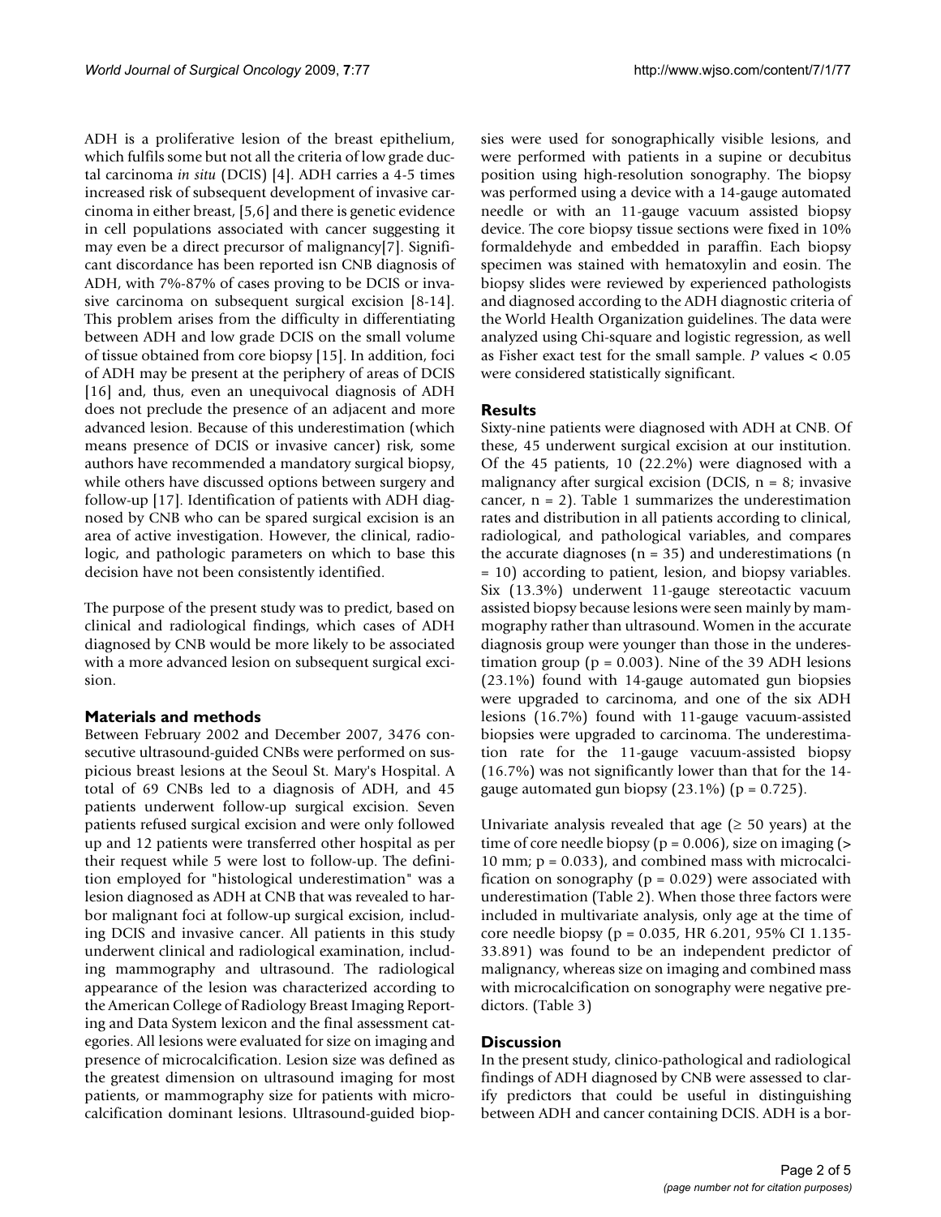ADH is a proliferative lesion of the breast epithelium, which fulfils some but not all the criteria of low grade ductal carcinoma *in situ* (DCIS) [4]. ADH carries a 4-5 times increased risk of subsequent development of invasive carcinoma in either breast, [5,6] and there is genetic evidence in cell populations associated with cancer suggesting it may even be a direct precursor of malignancy[7]. Significant discordance has been reported isn CNB diagnosis of ADH, with 7%-87% of cases proving to be DCIS or invasive carcinoma on subsequent surgical excision [8-14]. This problem arises from the difficulty in differentiating between ADH and low grade DCIS on the small volume of tissue obtained from core biopsy [15]. In addition, foci of ADH may be present at the periphery of areas of DCIS [16] and, thus, even an unequivocal diagnosis of ADH does not preclude the presence of an adjacent and more advanced lesion. Because of this underestimation (which means presence of DCIS or invasive cancer) risk, some authors have recommended a mandatory surgical biopsy, while others have discussed options between surgery and follow-up [17]. Identification of patients with ADH diagnosed by CNB who can be spared surgical excision is an area of active investigation. However, the clinical, radiologic, and pathologic parameters on which to base this decision have not been consistently identified.

The purpose of the present study was to predict, based on clinical and radiological findings, which cases of ADH diagnosed by CNB would be more likely to be associated with a more advanced lesion on subsequent surgical excision.

## Materials and methods

Between February 2002 and December 2007, 3476 consecutive ultrasound-guided CNBs were performed on suspicious breast lesions at the Seoul St. Mary's Hospital. A total of 69 CNBs led to a diagnosis of ADH, and 45 patients underwent follow-up surgical excision. Seven patients refused surgical excision and were only followed up and 12 patients were transferred other hospital as per their request while 5 were lost to follow-up. The definition employed for "histological underestimation" was a lesion diagnosed as ADH at CNB that was revealed to harbor malignant foci at follow-up surgical excision, including DCIS and invasive cancer. All patients in this study underwent clinical and radiological examination, including mammography and ultrasound. The radiological appearance of the lesion was characterized according to the American College of Radiology Breast Imaging Reporting and Data System lexicon and the final assessment categories. All lesions were evaluated for size on imaging and presence of microcalcification. Lesion size was defined as the greatest dimension on ultrasound imaging for most patients, or mammography size for patients with microcalcification dominant lesions. Ultrasound-guided biopsies were used for sonographically visible lesions, and were performed with patients in a supine or decubitus position using high-resolution sonography. The biopsy was performed using a device with a 14-gauge automated needle or with an 11-gauge vacuum assisted biopsy device. The core biopsy tissue sections were fixed in 10% formaldehyde and embedded in paraffin. Each biopsy specimen was stained with hematoxylin and eosin. The biopsy slides were reviewed by experienced pathologists and diagnosed according to the ADH diagnostic criteria of the World Health Organization guidelines. The data were analyzed using Chi-square and logistic regression, as well as Fisher exact test for the small sample. *P* values $< 0.05$ were considered statistically significant.

## Results

Sixty-nine patients were diagnosed with ADH at CNB. Of these, 45 underwent surgical excision at our institution. Of the 45 patients, 10 (22.2%) were diagnosed with a malignancy after surgical excision (DCIS, $n = 8$; invasive cancer, $n = 2$). Table 1 summarizes the underestimation rates and distribution in all patients according to clinical, radiological, and pathological variables, and compares the accurate diagnoses ($n = 35$) and underestimations ($n = 10$) according to patient, lesion, and biopsy variables. Six (13.3%) underwent 11-gauge stereotactic vacuum assisted biopsy because lesions were seen mainly by mammography rather than ultrasound. Women in the accurate diagnosis group were younger than those in the underestimation group ($p = 0.003$). Nine of the 39 ADH lesions (23.1%) found with 14-gauge automated gun biopsies were upgraded to carcinoma, and one of the six ADH lesions (16.7%) found with 11-gauge vacuum-assisted biopsies were upgraded to carcinoma. The underestimation rate for the 11-gauge vacuum-assisted biopsy (16.7%) was not significantly lower than that for the 14-gauge automated gun biopsy (23.1%) ($p = 0.725$).

Univariate analysis revealed that age ($\geq 50$ years) at the time of core needle biopsy ($p = 0.006$), size on imaging ($> 10$ mm; $p = 0.033$), and combined mass with microcalcification on sonography ($p = 0.029$) were associated with underestimation (Table 2). When those three factors were included in multivariate analysis, only age at the time of core needle biopsy ($p = 0.035$, HR 6.201, 95% CI 1.135-33.891) was found to be an independent predictor of malignancy, whereas size on imaging and combined mass with microcalcification on sonography were negative predictors. (Table 3)

## Discussion

In the present study, clinico-pathological and radiological findings of ADH diagnosed by CNB were assessed to clarify predictors that could be useful in distinguishing between ADH and cancer containing DCIS. ADH is a bor-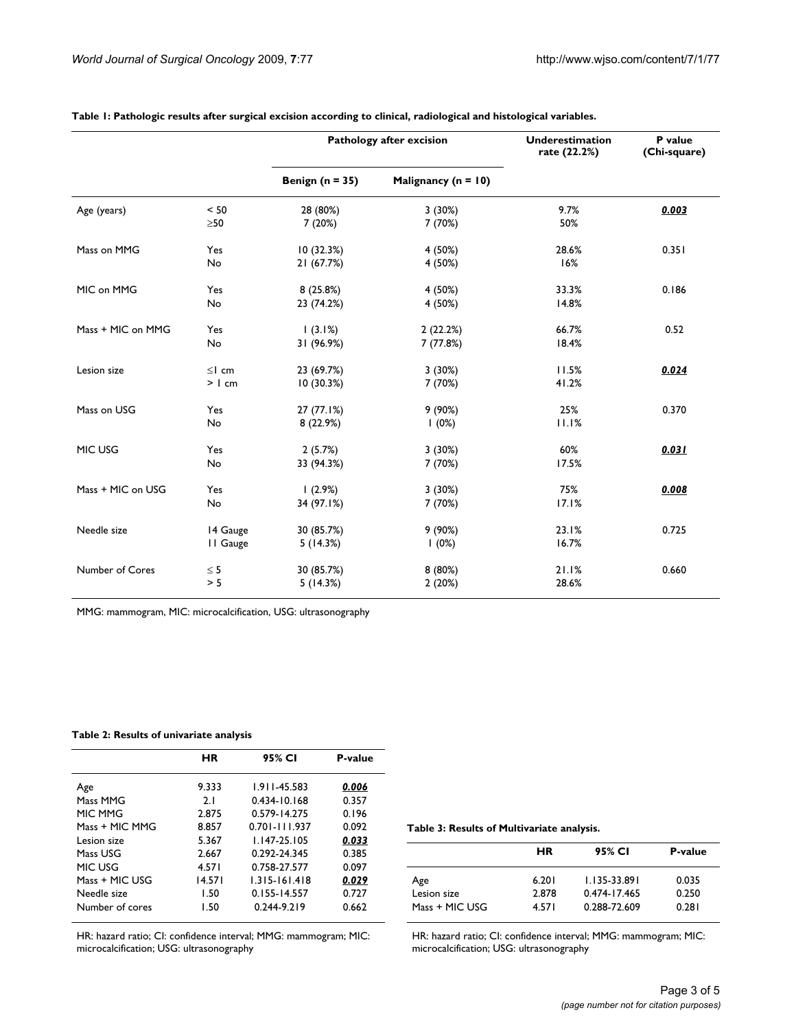**Table 1: Pathologic results after surgical excision according to clinical, radiological and histological variables.**

| | | Pathology after excision | | Underestimation rate (22.2%) | P value (Chi-square) |
|---|---|---|---|---|---|
| | | Benign (n = 35) | Malignancy (n = 10) | | |
| Age (years) | < 50 | 28 (80%) | 3 (30%) | 9.7% | ***0.003*** |
| | ≥50 | 7 (20%) | 7 (70%) | 50% | |
| Mass on MMG | Yes | 10 (32.3%) | 4 (50%) | 28.6% | 0.351 |
| | No | 21 (67.7%) | 4 (50%) | 16% | |
| MIC on MMG | Yes | 8 (25.8%) | 4 (50%) | 33.3% | 0.186 |
| | No | 23 (74.2%) | 4 (50%) | 14.8% | |
| Mass + MIC on MMG | Yes | 1 (3.1%) | 2 (22.2%) | 66.7% | 0.52 |
| | No | 31 (96.9%) | 7 (77.8%) | 18.4% | |
| Lesion size | ≤1 cm | 23 (69.7%) | 3 (30%) | 11.5% | ***0.024*** |
| | > 1 cm | 10 (30.3%) | 7 (70%) | 41.2% | |
| Mass on USG | Yes | 27 (77.1%) | 9 (90%) | 25% | 0.370 |
| | No | 8 (22.9%) | 1 (0%) | 11.1% | |
| MIC USG | Yes | 2 (5.7%) | 3 (30%) | 60% | ***0.031*** |
| | No | 33 (94.3%) | 7 (70%) | 17.5% | |
| Mass + MIC on USG | Yes | 1 (2.9%) | 3 (30%) | 75% | ***0.008*** |
| | No | 34 (97.1%) | 7 (70%) | 17.1% | |
| Needle size | 14 Gauge | 30 (85.7%) | 9 (90%) | 23.1% | 0.725 |
| | 11 Gauge | 5 (14.3%) | 1 (0%) | 16.7% | |
| Number of Cores | ≤ 5 | 30 (85.7%) | 8 (80%) | 21.1% | 0.660 |
| | > 5 | 5 (14.3%) | 2 (20%) | 28.6% | |

MMG: mammogram, MIC: microcalcification, USG: ultrasonography

**Table 2: Results of univariate analysis**

| | HR | 95% CI | P-value |
|---|---|---|---|
| Age | 9.333 | 1.911-45.583 | ***0.006*** |
| Mass MMG | 2.1 | 0.434-10.168 | 0.357 |
| MIC MMG | 2.875 | 0.579-14.275 | 0.196 |
| Mass + MIC MMG | 8.857 | 0.701-111.937 | 0.092 |
| Lesion size | 5.367 | 1.147-25.105 | ***0.033*** |
| Mass USG | 2.667 | 0.292-24.345 | 0.385 |
| MIC USG | 4.571 | 0.758-27.577 | 0.097 |
| Mass + MIC USG | 14.571 | 1.315-161.418 | ***0.029*** |
| Needle size | 1.50 | 0.155-14.557 | 0.727 |
| Number of cores | 1.50 | 0.244-9.219 | 0.662 |

HR: hazard ratio; CI: confidence interval; MMG: mammogram; MIC: microcalcification; USG: ultrasonography

**Table 3: Results of Multivariate analysis.**

| | HR | 95% CI | P-value |
|---|---|---|---|
| Age | 6.201 | 1.135-33.891 | 0.035 |
| Lesion size | 2.878 | 0.474-17.465 | 0.250 |
| Mass + MIC USG | 4.571 | 0.288-72.609 | 0.281 |

HR: hazard ratio; CI: confidence interval; MMG: mammogram; MIC: microcalcification; USG: ultrasonography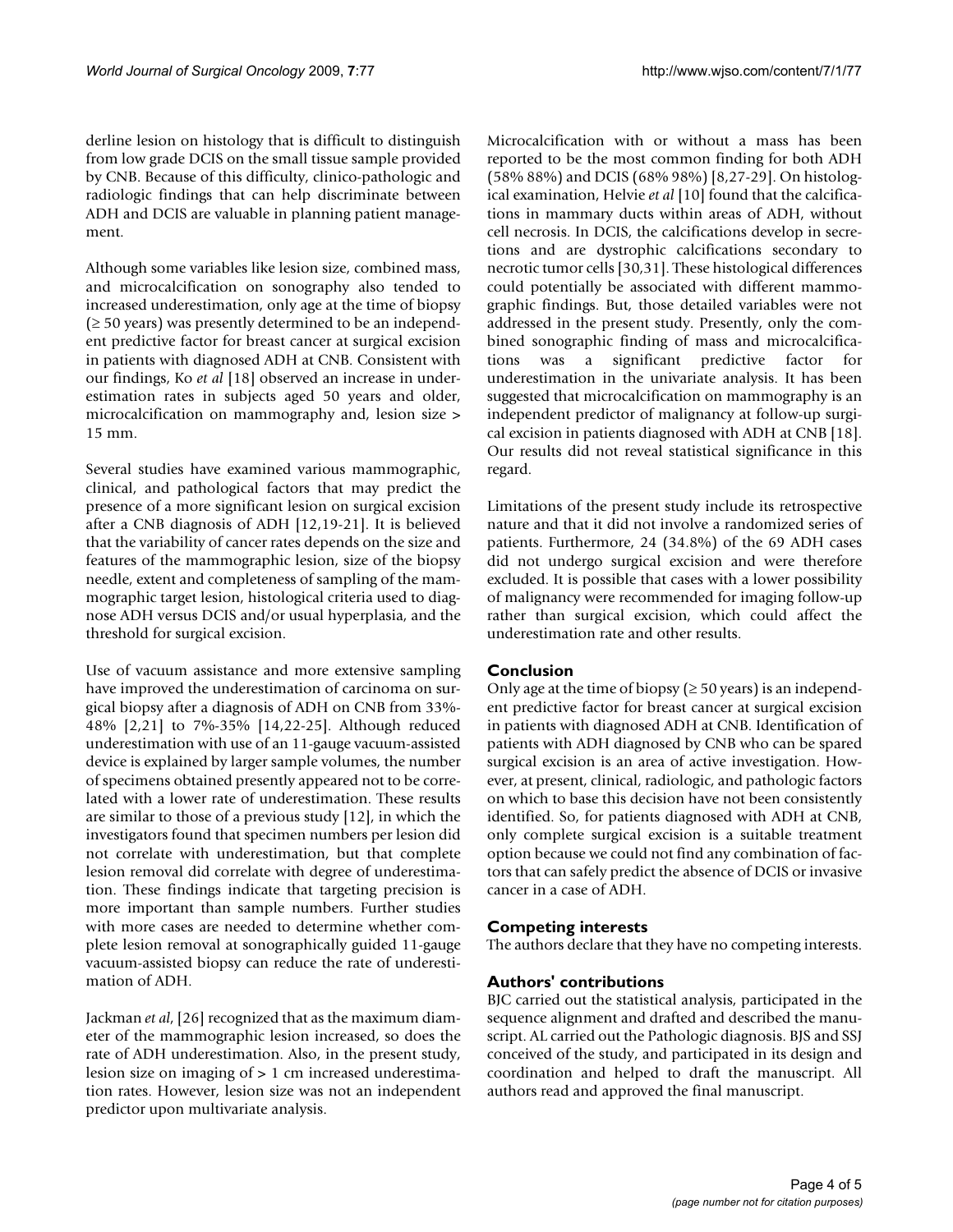derline lesion on histology that is difficult to distinguish from low grade DCIS on the small tissue sample provided by CNB. Because of this difficulty, clinico-pathologic and radiologic findings that can help discriminate between ADH and DCIS are valuable in planning patient management.

Although some variables like lesion size, combined mass, and microcalcification on sonography also tended to increased underestimation, only age at the time of biopsy (≥ 50 years) was presently determined to be an independent predictive factor for breast cancer at surgical excision in patients with diagnosed ADH at CNB. Consistent with our findings, Ko *et al* [18] observed an increase in underestimation rates in subjects aged 50 years and older, microcalcification on mammography and, lesion size > 15 mm.

Several studies have examined various mammographic, clinical, and pathological factors that may predict the presence of a more significant lesion on surgical excision after a CNB diagnosis of ADH [12,19-21]. It is believed that the variability of cancer rates depends on the size and features of the mammographic lesion, size of the biopsy needle, extent and completeness of sampling of the mammographic target lesion, histological criteria used to diagnose ADH versus DCIS and/or usual hyperplasia, and the threshold for surgical excision.

Use of vacuum assistance and more extensive sampling have improved the underestimation of carcinoma on surgical biopsy after a diagnosis of ADH on CNB from 33%-48% [2,21] to 7%-35% [14,22-25]. Although reduced underestimation with use of an 11-gauge vacuum-assisted device is explained by larger sample volumes, the number of specimens obtained presently appeared not to be correlated with a lower rate of underestimation. These results are similar to those of a previous study [12], in which the investigators found that specimen numbers per lesion did not correlate with underestimation, but that complete lesion removal did correlate with degree of underestimation. These findings indicate that targeting precision is more important than sample numbers. Further studies with more cases are needed to determine whether complete lesion removal at sonographically guided 11-gauge vacuum-assisted biopsy can reduce the rate of underestimation of ADH.

Jackman *et al*, [26] recognized that as the maximum diameter of the mammographic lesion increased, so does the rate of ADH underestimation. Also, in the present study, lesion size on imaging of > 1 cm increased underestimation rates. However, lesion size was not an independent predictor upon multivariate analysis.

Microcalcification with or without a mass has been reported to be the most common finding for both ADH (58% 88%) and DCIS (68% 98%) [8,27-29]. On histological examination, Helvie *et al* [10] found that the calcifications in mammary ducts within areas of ADH, without cell necrosis. In DCIS, the calcifications develop in secretions and are dystrophic calcifications secondary to necrotic tumor cells [30,31]. These histological differences could potentially be associated with different mammographic findings. But, those detailed variables were not addressed in the present study. Presently, only the combined sonographic finding of mass and microcalcifications was a significant predictive factor for underestimation in the univariate analysis. It has been suggested that microcalcification on mammography is an independent predictor of malignancy at follow-up surgical excision in patients diagnosed with ADH at CNB [18]. Our results did not reveal statistical significance in this regard.

Limitations of the present study include its retrospective nature and that it did not involve a randomized series of patients. Furthermore, 24 (34.8%) of the 69 ADH cases did not undergo surgical excision and were therefore excluded. It is possible that cases with a lower possibility of malignancy were recommended for imaging follow-up rather than surgical excision, which could affect the underestimation rate and other results.

## Conclusion

Only age at the time of biopsy (≥ 50 years) is an independent predictive factor for breast cancer at surgical excision in patients with diagnosed ADH at CNB. Identification of patients with ADH diagnosed by CNB who can be spared surgical excision is an area of active investigation. However, at present, clinical, radiologic, and pathologic factors on which to base this decision have not been consistently identified. So, for patients diagnosed with ADH at CNB, only complete surgical excision is a suitable treatment option because we could not find any combination of factors that can safely predict the absence of DCIS or invasive cancer in a case of ADH.

## Competing interests

The authors declare that they have no competing interests.

## Authors' contributions

BJC carried out the statistical analysis, participated in the sequence alignment and drafted and described the manuscript. AL carried out the Pathologic diagnosis. BJS and SSJ conceived of the study, and participated in its design and coordination and helped to draft the manuscript. All authors read and approved the final manuscript.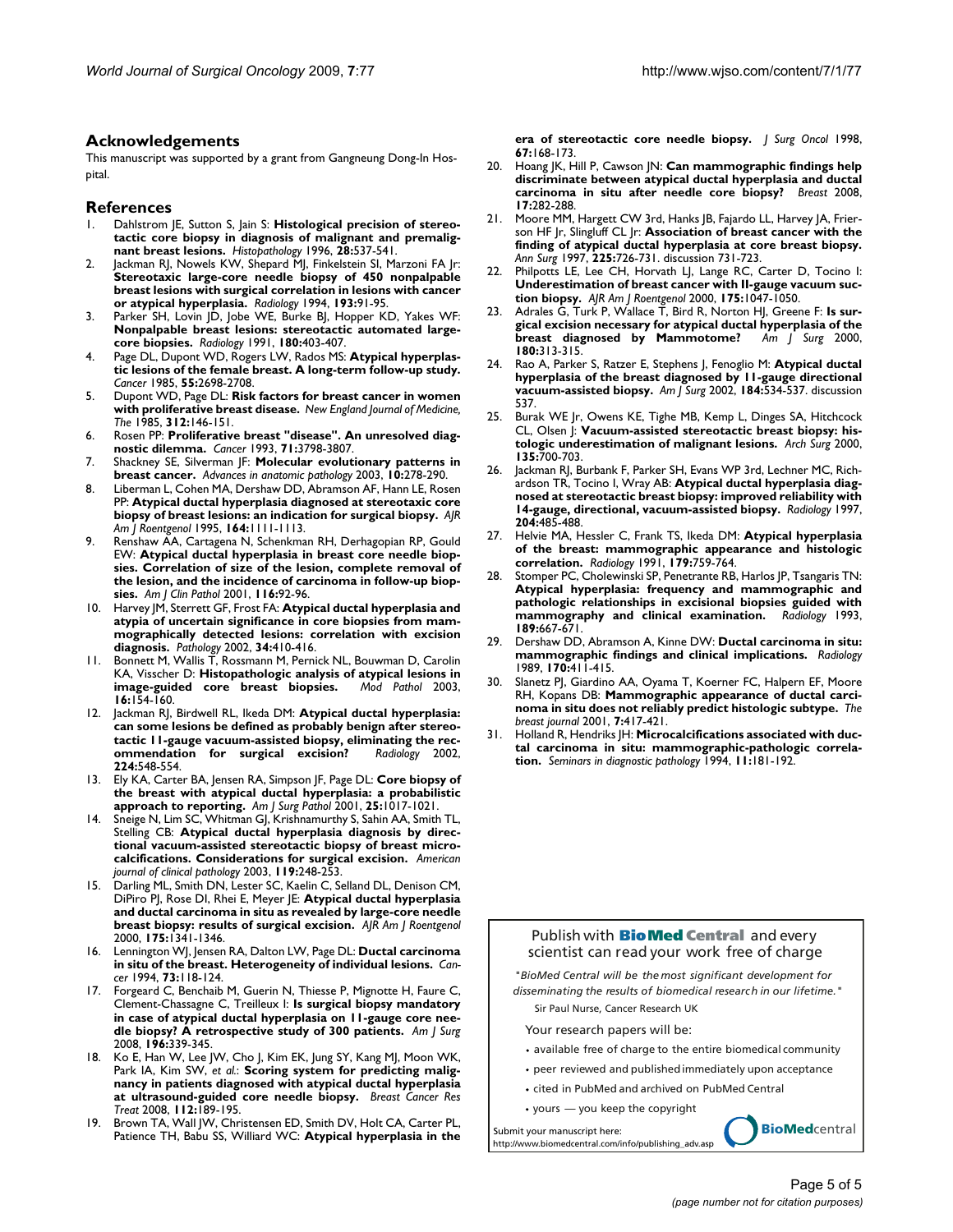## Acknowledgements

This manuscript was supported by a grant from Gangneung Dong-In Hospital.

## References

1. Dahlstrom JE, Sutton S, Jain S: **Histological precision of stereotactic core biopsy in diagnosis of malignant and premalignant breast lesions.** *Histopathology* 1996, **28:**537-541.
2. Jackman RJ, Nowels KW, Shepard MJ, Finkelstein SI, Marzoni FA Jr: **Stereotaxic large-core needle biopsy of 450 nonpalpable breast lesions with surgical correlation in lesions with cancer or atypical hyperplasia.** *Radiology* 1994, **193:**91-95.
3. Parker SH, Lovin JD, Jobe WE, Burke BJ, Hopper KD, Yakes WF: **Nonpalpable breast lesions: stereotactic automated large-core biopsies.** *Radiology* 1991, **180:**403-407.
4. Page DL, Dupont WD, Rogers LW, Rados MS: **Atypical hyperplastic lesions of the female breast. A long-term follow-up study.** *Cancer* 1985, **55:**2698-2708.
5. Dupont WD, Page DL: **Risk factors for breast cancer in women with proliferative breast disease.** *New England Journal of Medicine, The* 1985, **312:**146-151.
6. Rosen PP: **Proliferative breast "disease". An unresolved diagnostic dilemma.** *Cancer* 1993, **71:**3798-3807.
7. Shackney SE, Silverman JF: **Molecular evolutionary patterns in breast cancer.** *Advances in anatomic pathology* 2003, **10:**278-290.
8. Liberman L, Cohen MA, Dershaw DD, Abramson AF, Hann LE, Rosen PP: **Atypical ductal hyperplasia diagnosed at stereotaxic core biopsy of breast lesions: an indication for surgical biopsy.** *AJR Am J Roentgenol* 1995, **164:**1111-1113.
9. Renshaw AA, Cartagena N, Schenkman RH, Derhagopian RP, Gould EW: **Atypical ductal hyperplasia in breast core needle biopsies. Correlation of size of the lesion, complete removal of the lesion, and the incidence of carcinoma in follow-up biopsies.** *Am J Clin Pathol* 2001, **116:**92-96.
10. Harvey JM, Sterrett GF, Frost FA: **Atypical ductal hyperplasia and atypia of uncertain significance in core biopsies from mammographically detected lesions: correlation with excision diagnosis.** *Pathology* 2002, **34:**410-416.
11. Bonnett M, Wallis T, Rossmann M, Pernick NL, Bouwman D, Carolin KA, Visscher D: **Histopathologic analysis of atypical lesions in image-guided core breast biopsies.** *Mod Pathol* 2003, **16:**154-160.
12. Jackman RJ, Birdwell RL, Ikeda DM: **Atypical ductal hyperplasia: can some lesions be defined as probably benign after stereotactic 11-gauge vacuum-assisted biopsy, eliminating the recommendation for surgical excision?** *Radiology* 2002, **224:**548-554.
13. Ely KA, Carter BA, Jensen RA, Simpson JF, Page DL: **Core biopsy of the breast with atypical ductal hyperplasia: a probabilistic approach to reporting.** *Am J Surg Pathol* 2001, **25:**1017-1021.
14. Sneige N, Lim SC, Whitman GJ, Krishnamurthy S, Sahin AA, Smith TL, Stelling CB: **Atypical ductal hyperplasia diagnosis by directional vacuum-assisted stereotactic biopsy of breast microcalcifications. Considerations for surgical excision.** *American journal of clinical pathology* 2003, **119:**248-253.
15. Darling ML, Smith DN, Lester SC, Kaelin C, Selland DL, Denison CM, DiPiro PJ, Rose DI, Rhei E, Meyer JE: **Atypical ductal hyperplasia and ductal carcinoma in situ as revealed by large-core needle breast biopsy: results of surgical excision.** *AJR Am J Roentgenol* 2000, **175:**1341-1346.
16. Lennington WJ, Jensen RA, Dalton LW, Page DL: **Ductal carcinoma in situ of the breast. Heterogeneity of individual lesions.** *Cancer* 1994, **73:**118-124.
17. Forgeard C, Benchaib M, Guerin N, Thiesse P, Mignotte H, Faure C, Clement-Chassagne C, Treilleux I: **Is surgical biopsy mandatory in case of atypical ductal hyperplasia on 11-gauge core needle biopsy? A retrospective study of 300 patients.** *Am J Surg* 2008, **196:**339-345.
18. Ko E, Han W, Lee JW, Cho J, Kim EK, Jung SY, Kang MJ, Moon WK, Park IA, Kim SW, *et al.*: **Scoring system for predicting malignancy in patients diagnosed with atypical ductal hyperplasia at ultrasound-guided core needle biopsy.** *Breast Cancer Res Treat* 2008, **112:**189-195.
19. Brown TA, Wall JW, Christensen ED, Smith DV, Holt CA, Carter PL, Patience TH, Babu SS, Williard WC: **Atypical hyperplasia in the era of stereotactic core needle biopsy.** *J Surg Oncol* 1998, **67:**168-173.
20. Hoang JK, Hill P, Cawson JN: **Can mammographic findings help discriminate between atypical ductal hyperplasia and ductal carcinoma in situ after needle core biopsy?** *Breast* 2008, **17:**282-288.
21. Moore MM, Hargett CW 3rd, Hanks JB, Fajardo LL, Harvey JA, Frierson HF Jr, Slingluff CL Jr: **Association of breast cancer with the finding of atypical ductal hyperplasia at core breast biopsy.** *Ann Surg* 1997, **225:**726-731. discussion 731-723.
22. Philpotts LE, Lee CH, Horvath LJ, Lange RC, Carter D, Tocino I: **Underestimation of breast cancer with II-gauge vacuum suction biopsy.** *AJR Am J Roentgenol* 2000, **175:**1047-1050.
23. Adrales G, Turk P, Wallace T, Bird R, Norton HJ, Greene F: **Is surgical excision necessary for atypical ductal hyperplasia of the breast diagnosed by Mammotome?** *Am J Surg* 2000, **180:**313-315.
24. Rao A, Parker S, Ratzer E, Stephens J, Fenoglio M: **Atypical ductal hyperplasia of the breast diagnosed by 11-gauge directional vacuum-assisted biopsy.** *Am J Surg* 2002, **184:**534-537. discussion 537.
25. Burak WE Jr, Owens KE, Tighe MB, Kemp L, Dinges SA, Hitchcock CL, Olsen J: **Vacuum-assisted stereotactic breast biopsy: histologic underestimation of malignant lesions.** *Arch Surg* 2000, **135:**700-703.
26. Jackman RJ, Burbank F, Parker SH, Evans WP 3rd, Lechner MC, Richardson TR, Tocino I, Wray AB: **Atypical ductal hyperplasia diagnosed at stereotactic breast biopsy: improved reliability with 14-gauge, directional, vacuum-assisted biopsy.** *Radiology* 1997, **204:**485-488.
27. Helvie MA, Hessler C, Frank TS, Ikeda DM: **Atypical hyperplasia of the breast: mammographic appearance and histologic correlation.** *Radiology* 1991, **179:**759-764.
28. Stomper PC, Cholewinski SP, Penetrante RB, Harlos JP, Tsangaris TN: **Atypical hyperplasia: frequency and mammographic and pathologic relationships in excisional biopsies guided with mammography and clinical examination.** *Radiology* 1993, **189:**667-671.
29. Dershaw DD, Abramson A, Kinne DW: **Ductal carcinoma in situ: mammographic findings and clinical implications.** *Radiology* 1989, **170:**411-415.
30. Slanetz PJ, Giardino AA, Oyama T, Koerner FC, Halpern EF, Moore RH, Kopans DB: **Mammographic appearance of ductal carcinoma in situ does not reliably predict histologic subtype.** *The breast journal* 2001, **7:**417-421.
31. Holland R, Hendriks JH: **Microcalcifications associated with ductal carcinoma in situ: mammographic-pathologic correlation.** *Seminars in diagnostic pathology* 1994, **11:**181-192.

Publish with **BioMed Central** and every scientist can read your work free of charge

*"BioMed Central will be the most significant development for disseminating the results of biomedical research in our lifetime."*

Sir Paul Nurse, Cancer Research UK

Your research papers will be:

- available free of charge to the entire biomedical community
- peer reviewed and published immediately upon acceptance
- cited in PubMed and archived on PubMed Central
- yours — you keep the copyright

Submit your manuscript here:
http://www.biomedcentral.com/info/publishing_adv.asp

BioMedcentral